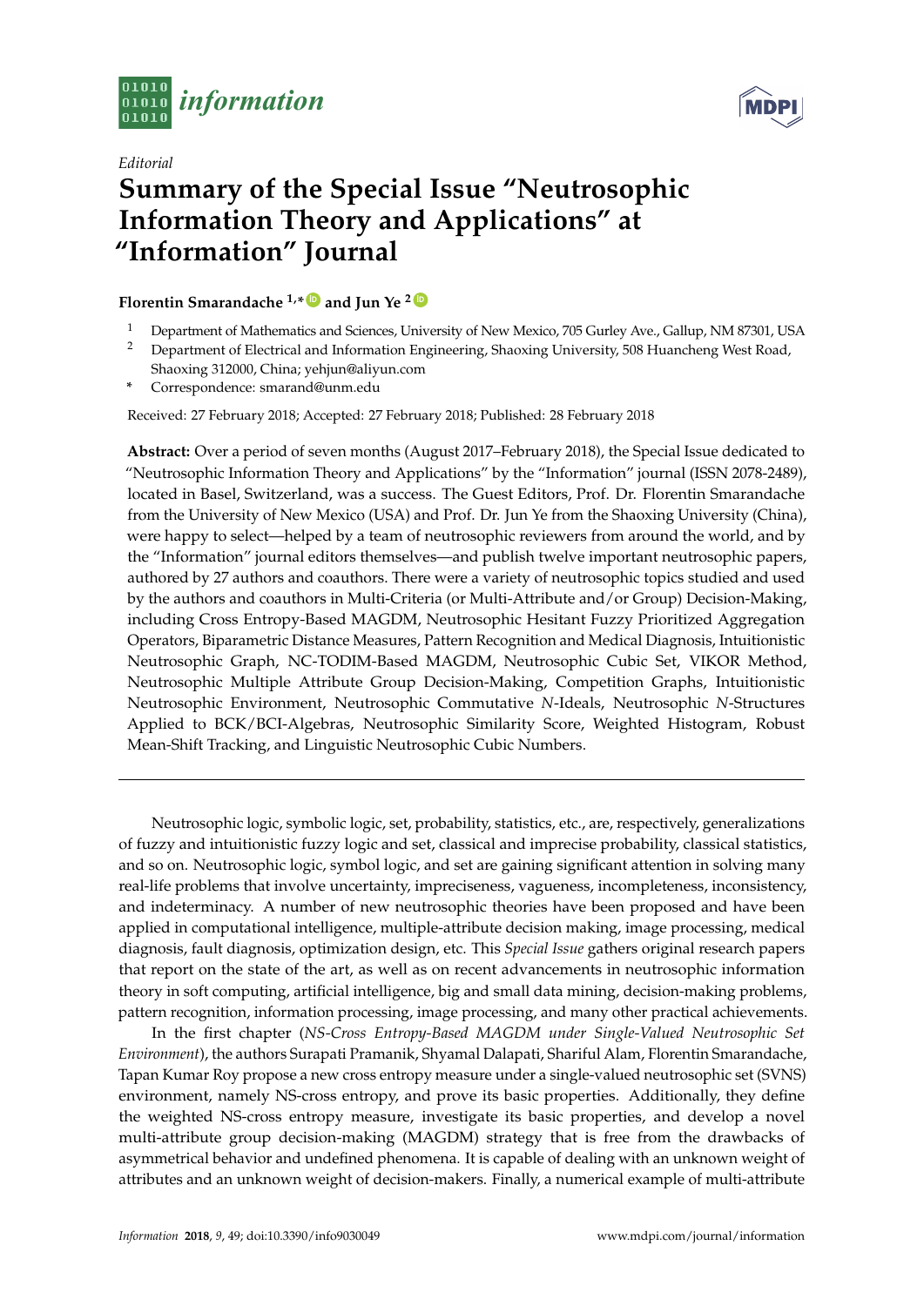*Editorial*

# Summary of the Special Issue "Neutrosophic Information Theory and Applications" at "Information" Journal

**Florentin Smarandache [1,*] and Jun Ye [2]**

[1] Department of Mathematics and Sciences, University of New Mexico, 705 Gurley Ave., Gallup, NM 87301, USA

[2] Department of Electrical and Information Engineering, Shaoxing University, 508 Huancheng West Road, Shaoxing 312000, China; yehjun@aliyun.com

\* Correspondence: smarand@unm.edu

Received: 27 February 2018; Accepted: 27 February 2018; Published: 28 February 2018

**Abstract:** Over a period of seven months (August 2017–February 2018), the Special Issue dedicated to "Neutrosophic Information Theory and Applications" by the "Information" journal (ISSN 2078-2489), located in Basel, Switzerland, was a success. The Guest Editors, Prof. Dr. Florentin Smarandache from the University of New Mexico (USA) and Prof. Dr. Jun Ye from the Shaoxing University (China), were happy to select—helped by a team of neutrosophic reviewers from around the world, and by the "Information" journal editors themselves—and publish twelve important neutrosophic papers, authored by 27 authors and coauthors. There were a variety of neutrosophic topics studied and used by the authors and coauthors in Multi-Criteria (or Multi-Attribute and/or Group) Decision-Making, including Cross Entropy-Based MAGDM, Neutrosophic Hesitant Fuzzy Prioritized Aggregation Operators, Biparametric Distance Measures, Pattern Recognition and Medical Diagnosis, Intuitionistic Neutrosophic Graph, NC-TODIM-Based MAGDM, Neutrosophic Cubic Set, VIKOR Method, Neutrosophic Multiple Attribute Group Decision-Making, Competition Graphs, Intuitionistic Neutrosophic Environment, Neutrosophic Commutative *N*-Ideals, Neutrosophic *N*-Structures Applied to BCK/BCI-Algebras, Neutrosophic Similarity Score, Weighted Histogram, Robust Mean-Shift Tracking, and Linguistic Neutrosophic Cubic Numbers.

---

Neutrosophic logic, symbolic logic, set, probability, statistics, etc., are, respectively, generalizations of fuzzy and intuitionistic fuzzy logic and set, classical and imprecise probability, classical statistics, and so on. Neutrosophic logic, symbol logic, and set are gaining significant attention in solving many real-life problems that involve uncertainty, impreciseness, vagueness, incompleteness, inconsistency, and indeterminacy. A number of new neutrosophic theories have been proposed and have been applied in computational intelligence, multiple-attribute decision making, image processing, medical diagnosis, fault diagnosis, optimization design, etc. This *Special Issue* gathers original research papers that report on the state of the art, as well as on recent advancements in neutrosophic information theory in soft computing, artificial intelligence, big and small data mining, decision-making problems, pattern recognition, information processing, image processing, and many other practical achievements.

In the first chapter (*NS-Cross Entropy-Based MAGDM under Single-Valued Neutrosophic Set Environment*), the authors Surapati Pramanik, Shyamal Dalapati, Shariful Alam, Florentin Smarandache, Tapan Kumar Roy propose a new cross entropy measure under a single-valued neutrosophic set (SVNS) environment, namely NS-cross entropy, and prove its basic properties. Additionally, they define the weighted NS-cross entropy measure, investigate its basic properties, and develop a novel multi-attribute group decision-making (MAGDM) strategy that is free from the drawbacks of asymmetrical behavior and undefined phenomena. It is capable of dealing with an unknown weight of attributes and an unknown weight of decision-makers. Finally, a numerical example of multi-attribute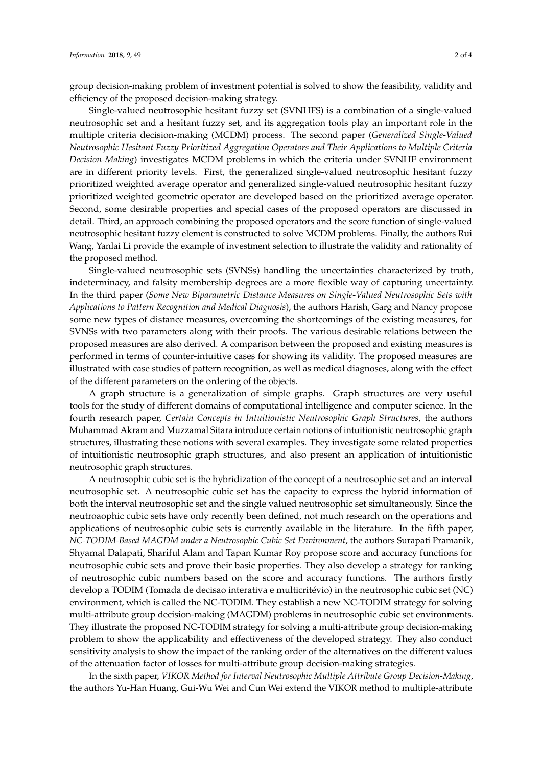group decision-making problem of investment potential is solved to show the feasibility, validity and efficiency of the proposed decision-making strategy.

Single-valued neutrosophic hesitant fuzzy set (SVNHFS) is a combination of a single-valued neutrosophic set and a hesitant fuzzy set, and its aggregation tools play an important role in the multiple criteria decision-making (MCDM) process. The second paper (*Generalized Single-Valued Neutrosophic Hesitant Fuzzy Prioritized Aggregation Operators and Their Applications to Multiple Criteria Decision-Making*) investigates MCDM problems in which the criteria under SVNHF environment are in different priority levels. First, the generalized single-valued neutrosophic hesitant fuzzy prioritized weighted average operator and generalized single-valued neutrosophic hesitant fuzzy prioritized weighted geometric operator are developed based on the prioritized average operator. Second, some desirable properties and special cases of the proposed operators are discussed in detail. Third, an approach combining the proposed operators and the score function of single-valued neutrosophic hesitant fuzzy element is constructed to solve MCDM problems. Finally, the authors Rui Wang, Yanlai Li provide the example of investment selection to illustrate the validity and rationality of the proposed method.

Single-valued neutrosophic sets (SVNSs) handling the uncertainties characterized by truth, indeterminacy, and falsity membership degrees are a more flexible way of capturing uncertainty. In the third paper (*Some New Biparametric Distance Measures on Single-Valued Neutrosophic Sets with Applications to Pattern Recognition and Medical Diagnosis*), the authors Harish, Garg and Nancy propose some new types of distance measures, overcoming the shortcomings of the existing measures, for SVNSs with two parameters along with their proofs. The various desirable relations between the proposed measures are also derived. A comparison between the proposed and existing measures is performed in terms of counter-intuitive cases for showing its validity. The proposed measures are illustrated with case studies of pattern recognition, as well as medical diagnoses, along with the effect of the different parameters on the ordering of the objects.

A graph structure is a generalization of simple graphs. Graph structures are very useful tools for the study of different domains of computational intelligence and computer science. In the fourth research paper, *Certain Concepts in Intuitionistic Neutrosophic Graph Structures*, the authors Muhammad Akram and Muzzamal Sitara introduce certain notions of intuitionistic neutrosophic graph structures, illustrating these notions with several examples. They investigate some related properties of intuitionistic neutrosophic graph structures, and also present an application of intuitionistic neutrosophic graph structures.

A neutrosophic cubic set is the hybridization of the concept of a neutrosophic set and an interval neutrosophic set. A neutrosophic cubic set has the capacity to express the hybrid information of both the interval neutrosophic set and the single valued neutrosophic set simultaneously. Since the neutroaophic cubic sets have only recently been defined, not much research on the operations and applications of neutrosophic cubic sets is currently available in the literature. In the fifth paper, *NC-TODIM-Based MAGDM under a Neutrosophic Cubic Set Environment*, the authors Surapati Pramanik, Shyamal Dalapati, Shariful Alam and Tapan Kumar Roy propose score and accuracy functions for neutrosophic cubic sets and prove their basic properties. They also develop a strategy for ranking of neutrosophic cubic numbers based on the score and accuracy functions. The authors firstly develop a TODIM (Tomada de decisao interativa e multicritévio) in the neutrosophic cubic set (NC) environment, which is called the NC-TODIM. They establish a new NC-TODIM strategy for solving multi-attribute group decision-making (MAGDM) problems in neutrosophic cubic set environments. They illustrate the proposed NC-TODIM strategy for solving a multi-attribute group decision-making problem to show the applicability and effectiveness of the developed strategy. They also conduct sensitivity analysis to show the impact of the ranking order of the alternatives on the different values of the attenuation factor of losses for multi-attribute group decision-making strategies.

In the sixth paper, *VIKOR Method for Interval Neutrosophic Multiple Attribute Group Decision-Making*, the authors Yu-Han Huang, Gui-Wu Wei and Cun Wei extend the VIKOR method to multiple-attribute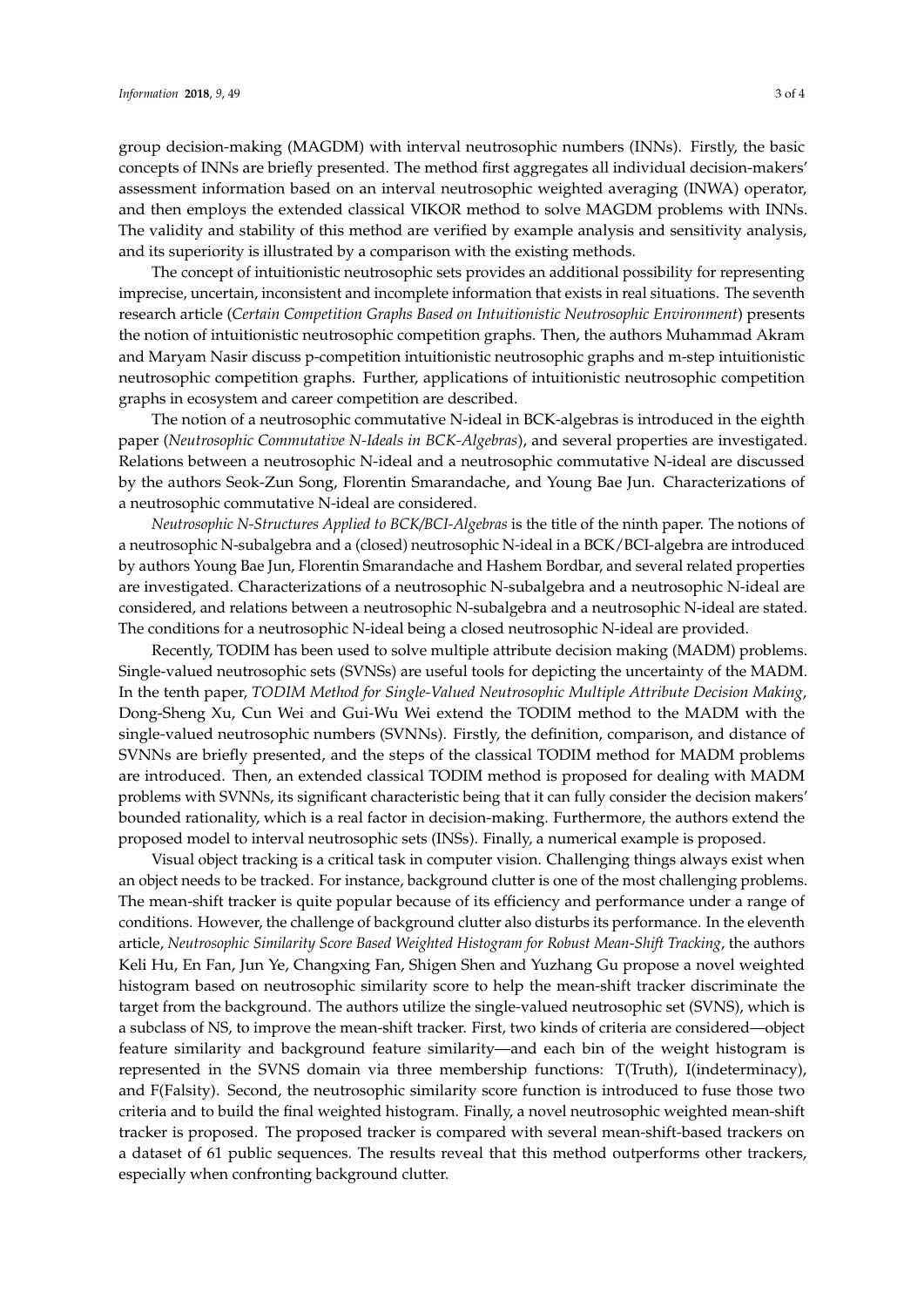group decision-making (MAGDM) with interval neutrosophic numbers (INNs). Firstly, the basic concepts of INNs are briefly presented. The method first aggregates all individual decision-makers' assessment information based on an interval neutrosophic weighted averaging (INWA) operator, and then employs the extended classical VIKOR method to solve MAGDM problems with INNs. The validity and stability of this method are verified by example analysis and sensitivity analysis, and its superiority is illustrated by a comparison with the existing methods.

The concept of intuitionistic neutrosophic sets provides an additional possibility for representing imprecise, uncertain, inconsistent and incomplete information that exists in real situations. The seventh research article (*Certain Competition Graphs Based on Intuitionistic Neutrosophic Environment*) presents the notion of intuitionistic neutrosophic competition graphs. Then, the authors Muhammad Akram and Maryam Nasir discuss p-competition intuitionistic neutrosophic graphs and m-step intuitionistic neutrosophic competition graphs. Further, applications of intuitionistic neutrosophic competition graphs in ecosystem and career competition are described.

The notion of a neutrosophic commutative N-ideal in BCK-algebras is introduced in the eighth paper (*Neutrosophic Commutative N-Ideals in BCK-Algebras*), and several properties are investigated. Relations between a neutrosophic N-ideal and a neutrosophic commutative N-ideal are discussed by the authors Seok-Zun Song, Florentin Smarandache, and Young Bae Jun. Characterizations of a neutrosophic commutative N-ideal are considered.

*Neutrosophic N-Structures Applied to BCK/BCI-Algebras* is the title of the ninth paper. The notions of a neutrosophic N-subalgebra and a (closed) neutrosophic N-ideal in a BCK/BCI-algebra are introduced by authors Young Bae Jun, Florentin Smarandache and Hashem Bordbar, and several related properties are investigated. Characterizations of a neutrosophic N-subalgebra and a neutrosophic N-ideal are considered, and relations between a neutrosophic N-subalgebra and a neutrosophic N-ideal are stated. The conditions for a neutrosophic N-ideal being a closed neutrosophic N-ideal are provided.

Recently, TODIM has been used to solve multiple attribute decision making (MADM) problems. Single-valued neutrosophic sets (SVNSs) are useful tools for depicting the uncertainty of the MADM. In the tenth paper, *TODIM Method for Single-Valued Neutrosophic Multiple Attribute Decision Making*, Dong-Sheng Xu, Cun Wei and Gui-Wu Wei extend the TODIM method to the MADM with the single-valued neutrosophic numbers (SVNNs). Firstly, the definition, comparison, and distance of SVNNs are briefly presented, and the steps of the classical TODIM method for MADM problems are introduced. Then, an extended classical TODIM method is proposed for dealing with MADM problems with SVNNs, its significant characteristic being that it can fully consider the decision makers' bounded rationality, which is a real factor in decision-making. Furthermore, the authors extend the proposed model to interval neutrosophic sets (INSs). Finally, a numerical example is proposed.

Visual object tracking is a critical task in computer vision. Challenging things always exist when an object needs to be tracked. For instance, background clutter is one of the most challenging problems. The mean-shift tracker is quite popular because of its efficiency and performance under a range of conditions. However, the challenge of background clutter also disturbs its performance. In the eleventh article, *Neutrosophic Similarity Score Based Weighted Histogram for Robust Mean-Shift Tracking*, the authors Keli Hu, En Fan, Jun Ye, Changxing Fan, Shigen Shen and Yuzhang Gu propose a novel weighted histogram based on neutrosophic similarity score to help the mean-shift tracker discriminate the target from the background. The authors utilize the single-valued neutrosophic set (SVNS), which is a subclass of NS, to improve the mean-shift tracker. First, two kinds of criteria are considered—object feature similarity and background feature similarity—and each bin of the weight histogram is represented in the SVNS domain via three membership functions: T(Truth), I(indeterminacy), and F(Falsity). Second, the neutrosophic similarity score function is introduced to fuse those two criteria and to build the final weighted histogram. Finally, a novel neutrosophic weighted mean-shift tracker is proposed. The proposed tracker is compared with several mean-shift-based trackers on a dataset of 61 public sequences. The results reveal that this method outperforms other trackers, especially when confronting background clutter.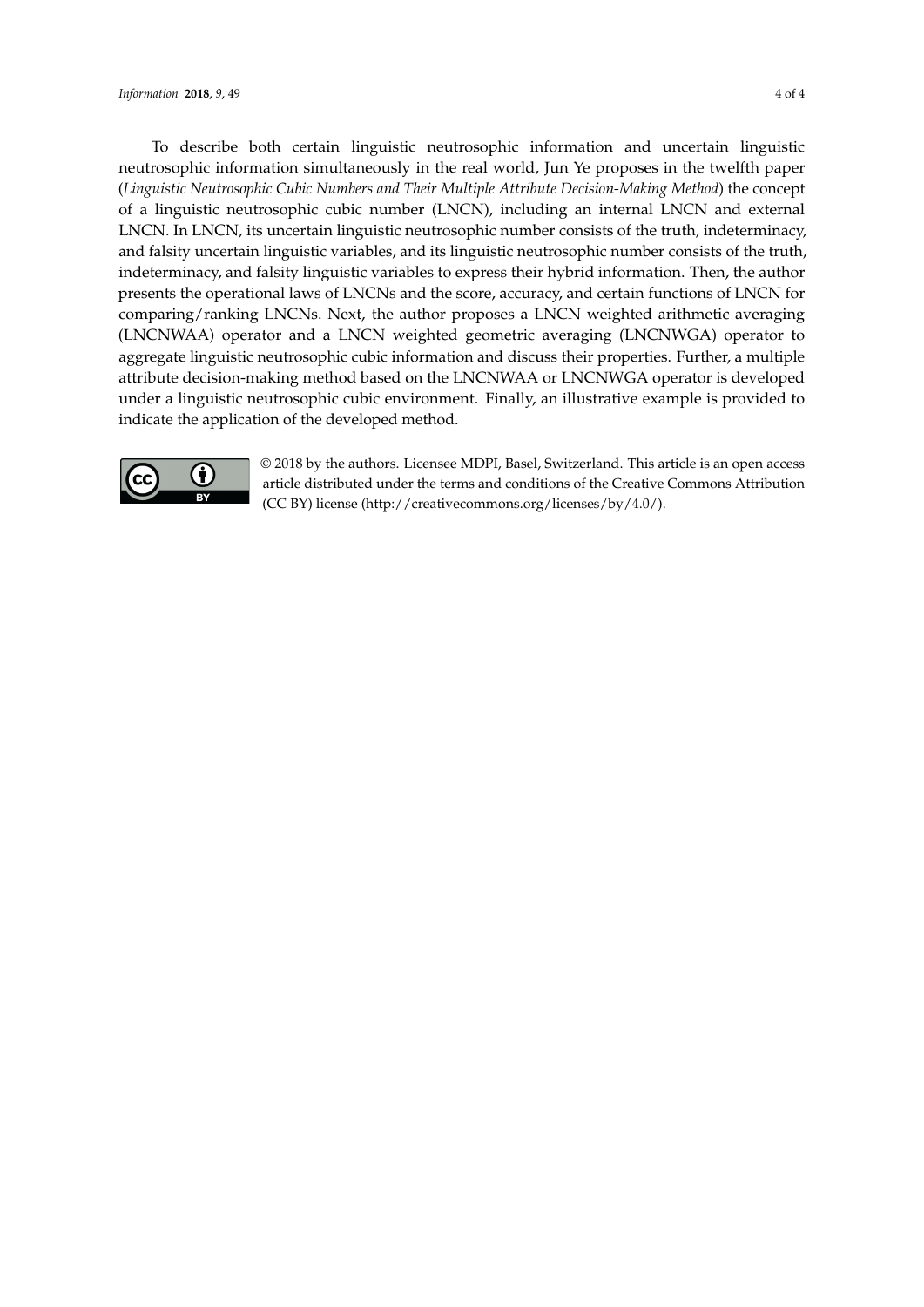To describe both certain linguistic neutrosophic information and uncertain linguistic neutrosophic information simultaneously in the real world, Jun Ye proposes in the twelfth paper (*Linguistic Neutrosophic Cubic Numbers and Their Multiple Attribute Decision-Making Method*) the concept of a linguistic neutrosophic cubic number (LNCN), including an internal LNCN and external LNCN. In LNCN, its uncertain linguistic neutrosophic number consists of the truth, indeterminacy, and falsity uncertain linguistic variables, and its linguistic neutrosophic number consists of the truth, indeterminacy, and falsity linguistic variables to express their hybrid information. Then, the author presents the operational laws of LNCNs and the score, accuracy, and certain functions of LNCN for comparing/ranking LNCNs. Next, the author proposes a LNCN weighted arithmetic averaging (LNCNWAA) operator and a LNCN weighted geometric averaging (LNCNWGA) operator to aggregate linguistic neutrosophic cubic information and discuss their properties. Further, a multiple attribute decision-making method based on the LNCNWAA or LNCNWGA operator is developed under a linguistic neutrosophic cubic environment. Finally, an illustrative example is provided to indicate the application of the developed method.

© 2018 by the authors. Licensee MDPI, Basel, Switzerland. This article is an open access article distributed under the terms and conditions of the Creative Commons Attribution (CC BY) license (http://creativecommons.org/licenses/by/4.0/).